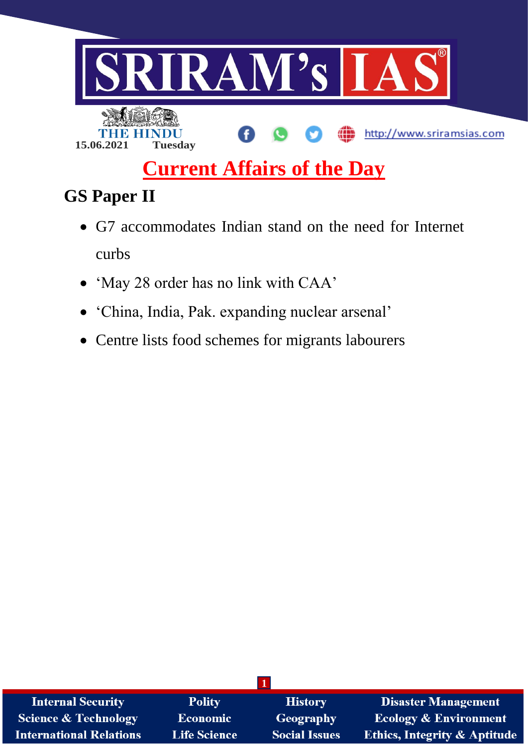15.06.2021 Tuesday

# Current Affairs of the Day

## GS Paper II

- G7 accommodates Indian stand on the need for Internet curbs
- 'May 28 order has no link with CAA'
- 'China, India, Pak. expanding nuclear arsenal'
- Centre lists food schemes for migrants labourers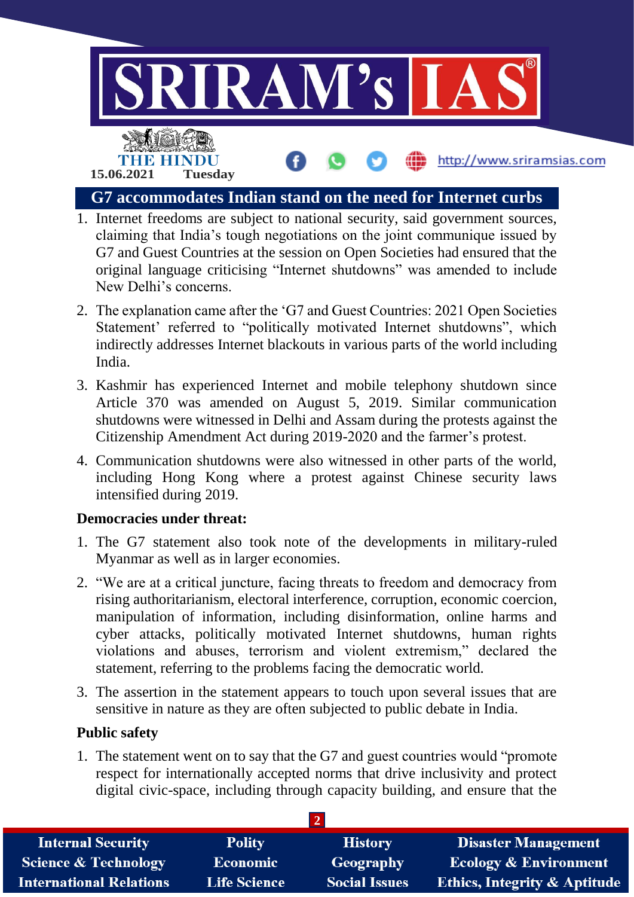# G7 accommodates Indian stand on the need for Internet curbs

1. Internet freedoms are subject to national security, said government sources, claiming that India's tough negotiations on the joint communique issued by G7 and Guest Countries at the session on Open Societies had ensured that the original language criticising "Internet shutdowns" was amended to include New Delhi's concerns.
2. The explanation came after the 'G7 and Guest Countries: 2021 Open Societies Statement' referred to "politically motivated Internet shutdowns", which indirectly addresses Internet blackouts in various parts of the world including India.
3. Kashmir has experienced Internet and mobile telephony shutdown since Article 370 was amended on August 5, 2019. Similar communication shutdowns were witnessed in Delhi and Assam during the protests against the Citizenship Amendment Act during 2019-2020 and the farmer's protest.
4. Communication shutdowns were also witnessed in other parts of the world, including Hong Kong where a protest against Chinese security laws intensified during 2019.

**Democracies under threat:**

1. The G7 statement also took note of the developments in military-ruled Myanmar as well as in larger economies.
2. "We are at a critical juncture, facing threats to freedom and democracy from rising authoritarianism, electoral interference, corruption, economic coercion, manipulation of information, including disinformation, online harms and cyber attacks, politically motivated Internet shutdowns, human rights violations and abuses, terrorism and violent extremism," declared the statement, referring to the problems facing the democratic world.
3. The assertion in the statement appears to touch upon several issues that are sensitive in nature as they are often subjected to public debate in India.

**Public safety**

1. The statement went on to say that the G7 and guest countries would "promote respect for internationally accepted norms that drive inclusivity and protect digital civic-space, including through capacity building, and ensure that the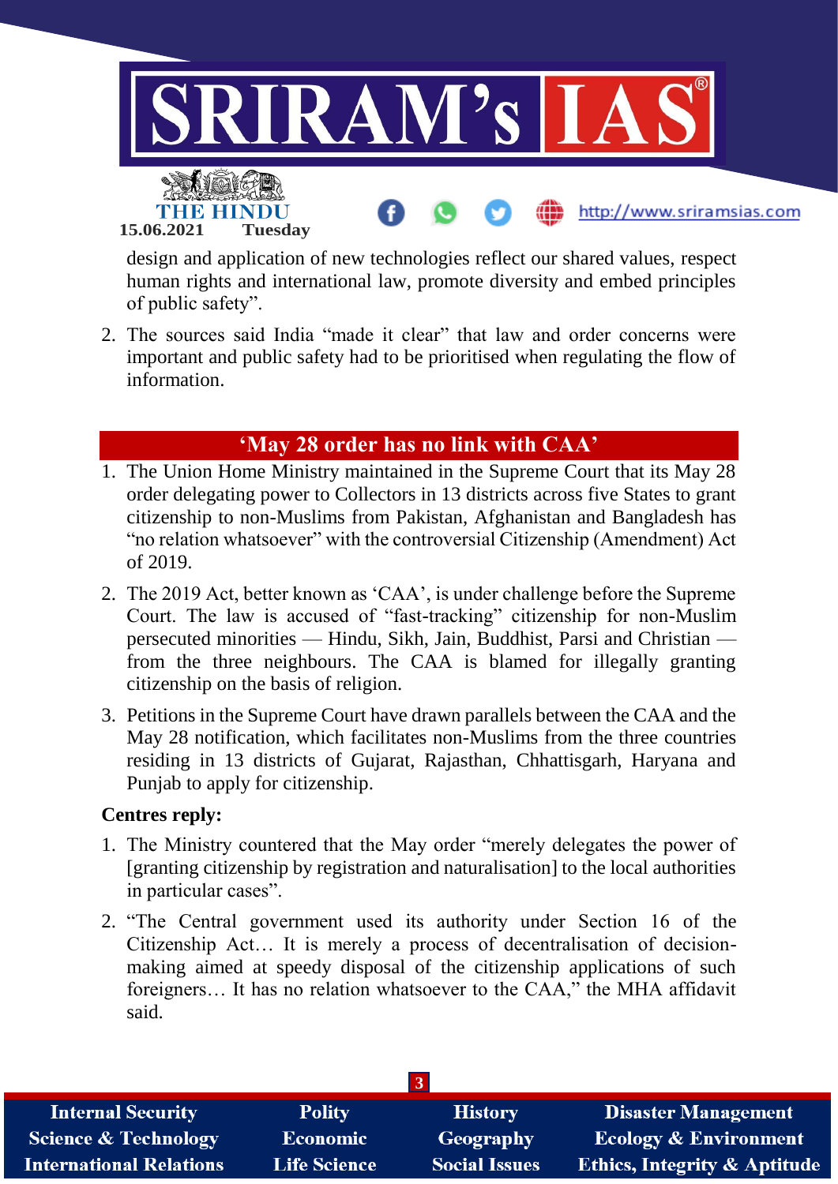design and application of new technologies reflect our shared values, respect human rights and international law, promote diversity and embed principles of public safety".

2. The sources said India "made it clear" that law and order concerns were important and public safety had to be prioritised when regulating the flow of information.

## 'May 28 order has no link with CAA'

1. The Union Home Ministry maintained in the Supreme Court that its May 28 order delegating power to Collectors in 13 districts across five States to grant citizenship to non-Muslims from Pakistan, Afghanistan and Bangladesh has "no relation whatsoever" with the controversial Citizenship (Amendment) Act of 2019.
2. The 2019 Act, better known as 'CAA', is under challenge before the Supreme Court. The law is accused of "fast-tracking" citizenship for non-Muslim persecuted minorities — Hindu, Sikh, Jain, Buddhist, Parsi and Christian — from the three neighbours. The CAA is blamed for illegally granting citizenship on the basis of religion.
3. Petitions in the Supreme Court have drawn parallels between the CAA and the May 28 notification, which facilitates non-Muslims from the three countries residing in 13 districts of Gujarat, Rajasthan, Chhattisgarh, Haryana and Punjab to apply for citizenship.

**Centres reply:**

1. The Ministry countered that the May order "merely delegates the power of [granting citizenship by registration and naturalisation] to the local authorities in particular cases".
2. "The Central government used its authority under Section 16 of the Citizenship Act… It is merely a process of decentralisation of decision-making aimed at speedy disposal of the citizenship applications of such foreigners… It has no relation whatsoever to the CAA," the MHA affidavit said.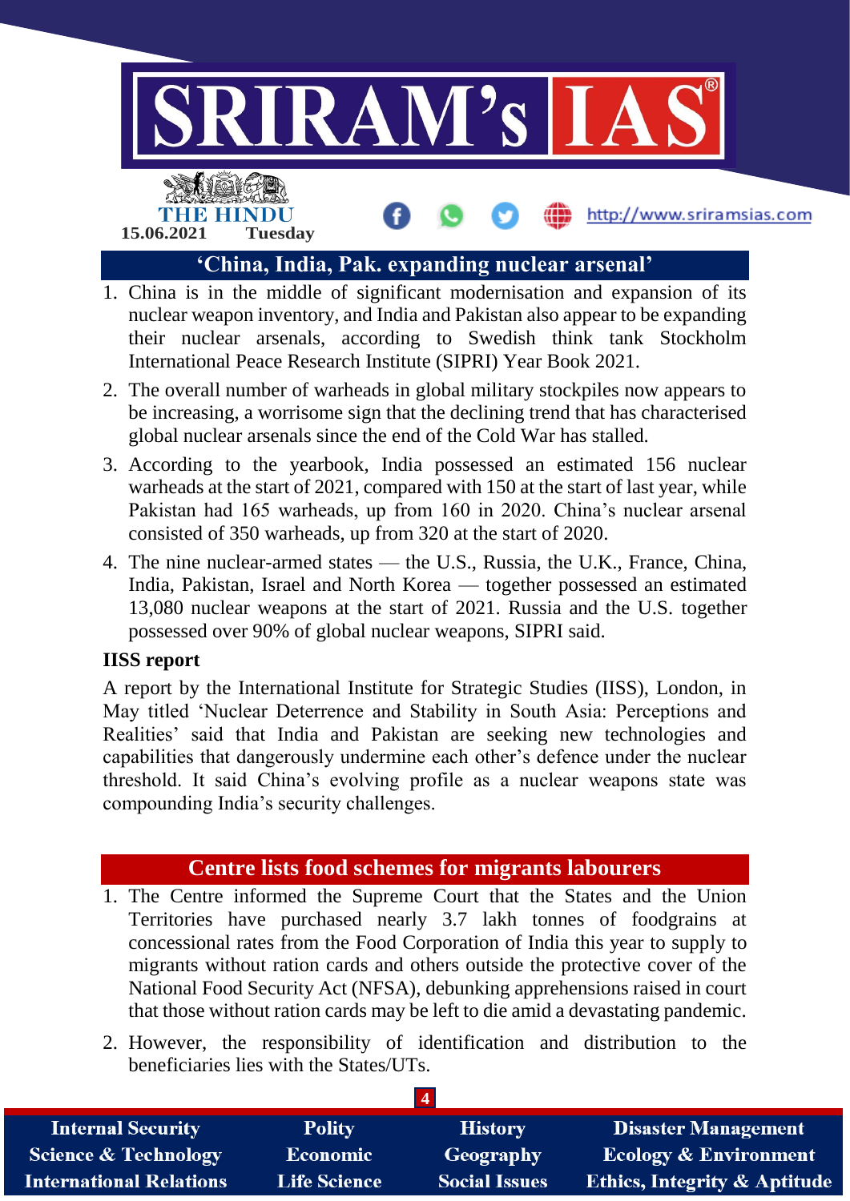## 'China, India, Pak. expanding nuclear arsenal'

1. China is in the middle of significant modernisation and expansion of its nuclear weapon inventory, and India and Pakistan also appear to be expanding their nuclear arsenals, according to Swedish think tank Stockholm International Peace Research Institute (SIPRI) Year Book 2021.
2. The overall number of warheads in global military stockpiles now appears to be increasing, a worrisome sign that the declining trend that has characterised global nuclear arsenals since the end of the Cold War has stalled.
3. According to the yearbook, India possessed an estimated 156 nuclear warheads at the start of 2021, compared with 150 at the start of last year, while Pakistan had 165 warheads, up from 160 in 2020. China's nuclear arsenal consisted of 350 warheads, up from 320 at the start of 2020.
4. The nine nuclear-armed states — the U.S., Russia, the U.K., France, China, India, Pakistan, Israel and North Korea — together possessed an estimated 13,080 nuclear weapons at the start of 2021. Russia and the U.S. together possessed over 90% of global nuclear weapons, SIPRI said.

**IISS report**

A report by the International Institute for Strategic Studies (IISS), London, in May titled 'Nuclear Deterrence and Stability in South Asia: Perceptions and Realities' said that India and Pakistan are seeking new technologies and capabilities that dangerously undermine each other's defence under the nuclear threshold. It said China's evolving profile as a nuclear weapons state was compounding India's security challenges.

## Centre lists food schemes for migrants labourers

1. The Centre informed the Supreme Court that the States and the Union Territories have purchased nearly 3.7 lakh tonnes of foodgrains at concessional rates from the Food Corporation of India this year to supply to migrants without ration cards and others outside the protective cover of the National Food Security Act (NFSA), debunking apprehensions raised in court that those without ration cards may be left to die amid a devastating pandemic.
2. However, the responsibility of identification and distribution to the beneficiaries lies with the States/UTs.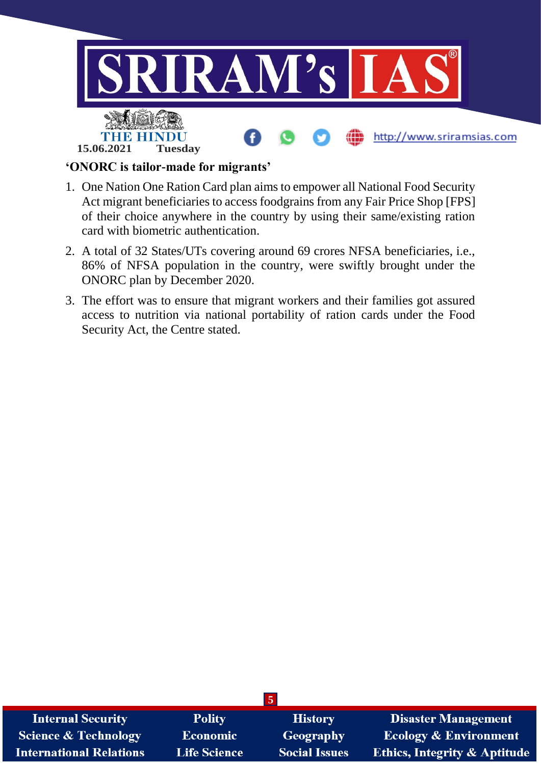**'ONORC is tailor-made for migrants'**

1. One Nation One Ration Card plan aims to empower all National Food Security Act migrant beneficiaries to access foodgrains from any Fair Price Shop [FPS] of their choice anywhere in the country by using their same/existing ration card with biometric authentication.
2. A total of 32 States/UTs covering around 69 crores NFSA beneficiaries, i.e., 86% of NFSA population in the country, were swiftly brought under the ONORC plan by December 2020.
3. The effort was to ensure that migrant workers and their families got assured access to nutrition via national portability of ration cards under the Food Security Act, the Centre stated.